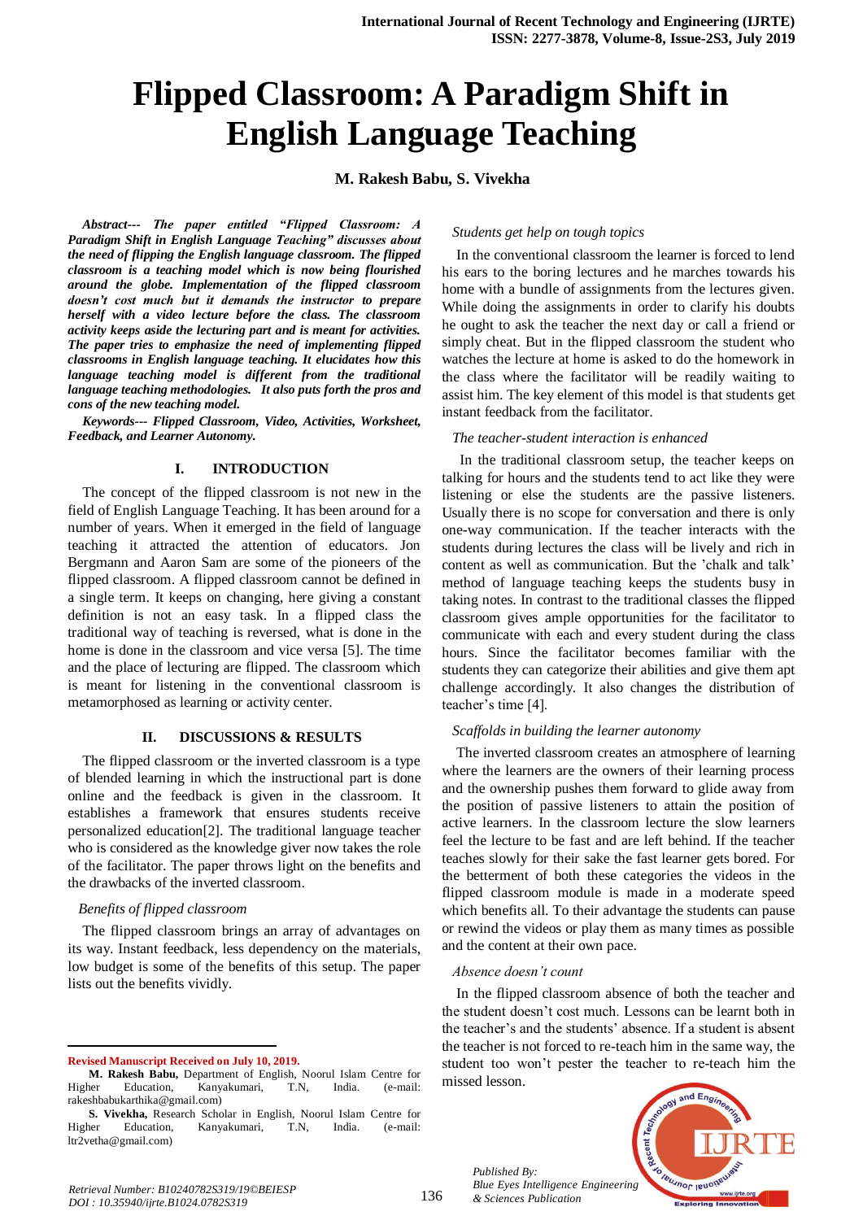# Flipped Classroom: A Paradigm Shift in English Language Teaching

**M. Rakesh Babu, S. Vivekha**

***Abstract--- The paper entitled "Flipped Classroom: A Paradigm Shift in English Language Teaching" discusses about the need of flipping the English language classroom. The flipped classroom is a teaching model which is now being flourished around the globe. Implementation of the flipped classroom doesn't cost much but it demands the instructor to prepare herself with a video lecture before the class. The classroom activity keeps aside the lecturing part and is meant for activities. The paper tries to emphasize the need of implementing flipped classrooms in English language teaching. It elucidates how this language teaching model is different from the traditional language teaching methodologies. It also puts forth the pros and cons of the new teaching model.***

***Keywords--- Flipped Classroom, Video, Activities, Worksheet, Feedback, and Learner Autonomy.***

## I. INTRODUCTION

The concept of the flipped classroom is not new in the field of English Language Teaching. It has been around for a number of years. When it emerged in the field of language teaching it attracted the attention of educators. Jon Bergmann and Aaron Sam are some of the pioneers of the flipped classroom. A flipped classroom cannot be defined in a single term. It keeps on changing, here giving a constant definition is not an easy task. In a flipped class the traditional way of teaching is reversed, what is done in the home is done in the classroom and vice versa [5]. The time and the place of lecturing are flipped. The classroom which is meant for listening in the conventional classroom is metamorphosed as learning or activity center.

## II. DISCUSSIONS & RESULTS

The flipped classroom or the inverted classroom is a type of blended learning in which the instructional part is done online and the feedback is given in the classroom. It establishes a framework that ensures students receive personalized education[2]. The traditional language teacher who is considered as the knowledge giver now takes the role of the facilitator. The paper throws light on the benefits and the drawbacks of the inverted classroom.

*Benefits of flipped classroom*

The flipped classroom brings an array of advantages on its way. Instant feedback, less dependency on the materials, low budget is some of the benefits of this setup. The paper lists out the benefits vividly.

*Students get help on tough topics*

In the conventional classroom the learner is forced to lend his ears to the boring lectures and he marches towards his home with a bundle of assignments from the lectures given. While doing the assignments in order to clarify his doubts he ought to ask the teacher the next day or call a friend or simply cheat. But in the flipped classroom the student who watches the lecture at home is asked to do the homework in the class where the facilitator will be readily waiting to assist him. The key element of this model is that students get instant feedback from the facilitator.

*The teacher-student interaction is enhanced*

In the traditional classroom setup, the teacher keeps on talking for hours and the students tend to act like they were listening or else the students are the passive listeners. Usually there is no scope for conversation and there is only one-way communication. If the teacher interacts with the students during lectures the class will be lively and rich in content as well as communication. But the 'chalk and talk' method of language teaching keeps the students busy in taking notes. In contrast to the traditional classes the flipped classroom gives ample opportunities for the facilitator to communicate with each and every student during the class hours. Since the facilitator becomes familiar with the students they can categorize their abilities and give them apt challenge accordingly. It also changes the distribution of teacher's time [4].

*Scaffolds in building the learner autonomy*

The inverted classroom creates an atmosphere of learning where the learners are the owners of their learning process and the ownership pushes them forward to glide away from the position of passive listeners to attain the position of active learners. In the classroom lecture the slow learners feel the lecture to be fast and are left behind. If the teacher teaches slowly for their sake the fast learner gets bored. For the betterment of both these categories the videos in the flipped classroom module is made in a moderate speed which benefits all. To their advantage the students can pause or rewind the videos or play them as many times as possible and the content at their own pace.

*Absence doesn't count*

In the flipped classroom absence of both the teacher and the student doesn't cost much. Lessons can be learnt both in the teacher's and the students' absence. If a student is absent the teacher is not forced to re-teach him in the same way, the student too won't pester the teacher to re-teach him the missed lesson.

---

**Revised Manuscript Received on July 10, 2019.**

**M. Rakesh Babu,** Department of English, Noorul Islam Centre for Higher Education, Kanyakumari, T.N, India. (e-mail: rakeshbabukarthika@gmail.com)

**S. Vivekha,** Research Scholar in English, Noorul Islam Centre for Higher Education, Kanyakumari, T.N, India. (e-mail: ltr2vetha@gmail.com)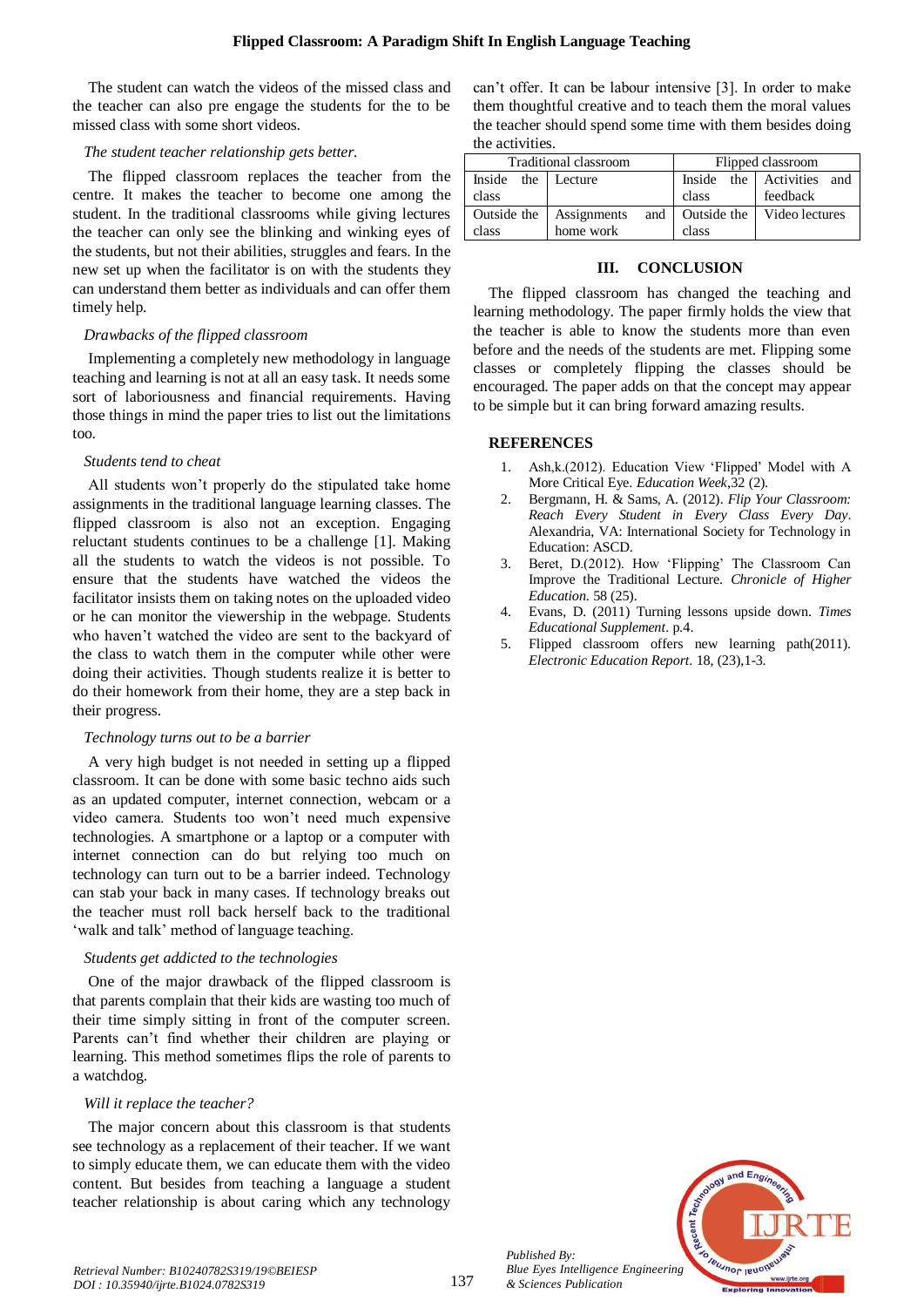The student can watch the videos of the missed class and the teacher can also pre engage the students for the to be missed class with some short videos.

*The student teacher relationship gets better.*

The flipped classroom replaces the teacher from the centre. It makes the teacher to become one among the student. In the traditional classrooms while giving lectures the teacher can only see the blinking and winking eyes of the students, but not their abilities, struggles and fears. In the new set up when the facilitator is on with the students they can understand them better as individuals and can offer them timely help.

*Drawbacks of the flipped classroom*

Implementing a completely new methodology in language teaching and learning is not at all an easy task. It needs some sort of laboriousness and financial requirements. Having those things in mind the paper tries to list out the limitations too.

*Students tend to cheat*

All students won't properly do the stipulated take home assignments in the traditional language learning classes. The flipped classroom is also not an exception. Engaging reluctant students continues to be a challenge [1]. Making all the students to watch the videos is not possible. To ensure that the students have watched the videos the facilitator insists them on taking notes on the uploaded video or he can monitor the viewership in the webpage. Students who haven't watched the video are sent to the backyard of the class to watch them in the computer while other were doing their activities. Though students realize it is better to do their homework from their home, they are a step back in their progress.

*Technology turns out to be a barrier*

A very high budget is not needed in setting up a flipped classroom. It can be done with some basic techno aids such as an updated computer, internet connection, webcam or a video camera. Students too won't need much expensive technologies. A smartphone or a laptop or a computer with internet connection can do but relying too much on technology can turn out to be a barrier indeed. Technology can stab your back in many cases. If technology breaks out the teacher must roll back herself back to the traditional 'walk and talk' method of language teaching.

*Students get addicted to the technologies*

One of the major drawback of the flipped classroom is that parents complain that their kids are wasting too much of their time simply sitting in front of the computer screen. Parents can't find whether their children are playing or learning. This method sometimes flips the role of parents to a watchdog.

*Will it replace the teacher?*

The major concern about this classroom is that students see technology as a replacement of their teacher. If we want to simply educate them, we can educate them with the video content. But besides from teaching a language a student teacher relationship is about caring which any technology can't offer. It can be labour intensive [3]. In order to make them thoughtful creative and to teach them the moral values the teacher should spend some time with them besides doing the activities.

| Traditional classroom | | Flipped classroom | |
|---|---|---|---|
| Inside the class | Lecture | Inside the class | Activities and feedback |
| Outside the class | Assignments and home work | Outside the class | Video lectures |

## III. CONCLUSION

The flipped classroom has changed the teaching and learning methodology. The paper firmly holds the view that the teacher is able to know the students more than even before and the needs of the students are met. Flipping some classes or completely flipping the classes should be encouraged. The paper adds on that the concept may appear to be simple but it can bring forward amazing results.

## REFERENCES

1. Ash,k.(2012). Education View 'Flipped' Model with A More Critical Eye. *Education Week*,32 (2).
2. Bergmann, H. & Sams, A. (2012). *Flip Your Classroom: Reach Every Student in Every Class Every Day*. Alexandria, VA: International Society for Technology in Education: ASCD.
3. Beret, D.(2012). How 'Flipping' The Classroom Can Improve the Traditional Lecture. *Chronicle of Higher Education*. 58 (25).
4. Evans, D. (2011) Turning lessons upside down. *Times Educational Supplement*. p.4.
5. Flipped classroom offers new learning path(2011). *Electronic Education Report*. 18, (23),1-3.